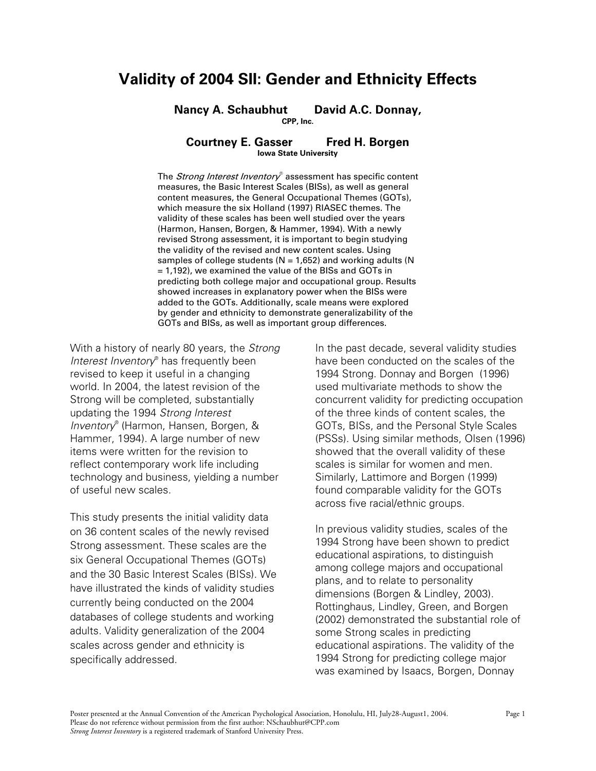# Validity of 2004 SII: Gender and Ethnicity Effects

**Nancy A. Schaubhut** **David A.C. Donnay,**
**CPP, Inc.**

**Courtney E. Gasser** **Fred H. Borgen**
**Iowa State University**

The *Strong Interest Inventory*® assessment has specific content measures, the Basic Interest Scales (BISs), as well as general content measures, the General Occupational Themes (GOTs), which measure the six Holland (1997) RIASEC themes. The validity of these scales has been well studied over the years (Harmon, Hansen, Borgen, & Hammer, 1994). With a newly revised Strong assessment, it is important to begin studying the validity of the revised and new content scales. Using samples of college students (N = 1,652) and working adults (N = 1,192), we examined the value of the BISs and GOTs in predicting both college major and occupational group. Results showed increases in explanatory power when the BISs were added to the GOTs. Additionally, scale means were explored by gender and ethnicity to demonstrate generalizability of the GOTs and BISs, as well as important group differences.

With a history of nearly 80 years, the *Strong Interest Inventory*® has frequently been revised to keep it useful in a changing world. In 2004, the latest revision of the Strong will be completed, substantially updating the 1994 *Strong Interest Inventory*® (Harmon, Hansen, Borgen, & Hammer, 1994). A large number of new items were written for the revision to reflect contemporary work life including technology and business, yielding a number of useful new scales.

This study presents the initial validity data on 36 content scales of the newly revised Strong assessment. These scales are the six General Occupational Themes (GOTs) and the 30 Basic Interest Scales (BISs). We have illustrated the kinds of validity studies currently being conducted on the 2004 databases of college students and working adults. Validity generalization of the 2004 scales across gender and ethnicity is specifically addressed.

In the past decade, several validity studies have been conducted on the scales of the 1994 Strong. Donnay and Borgen (1996) used multivariate methods to show the concurrent validity for predicting occupation of the three kinds of content scales, the GOTs, BISs, and the Personal Style Scales (PSSs). Using similar methods, Olsen (1996) showed that the overall validity of these scales is similar for women and men. Similarly, Lattimore and Borgen (1999) found comparable validity for the GOTs across five racial/ethnic groups.

In previous validity studies, scales of the 1994 Strong have been shown to predict educational aspirations, to distinguish among college majors and occupational plans, and to relate to personality dimensions (Borgen & Lindley, 2003). Rottinghaus, Lindley, Green, and Borgen (2002) demonstrated the substantial role of some Strong scales in predicting educational aspirations. The validity of the 1994 Strong for predicting college major was examined by Isaacs, Borgen, Donnay

Poster presented at the Annual Convention of the American Psychological Association, Honolulu, HI, July28-August1, 2004.
Please do not reference without permission from the first author: NSchaubhut@CPP.com
*Strong Interest Inventory* is a registered trademark of Stanford University Press.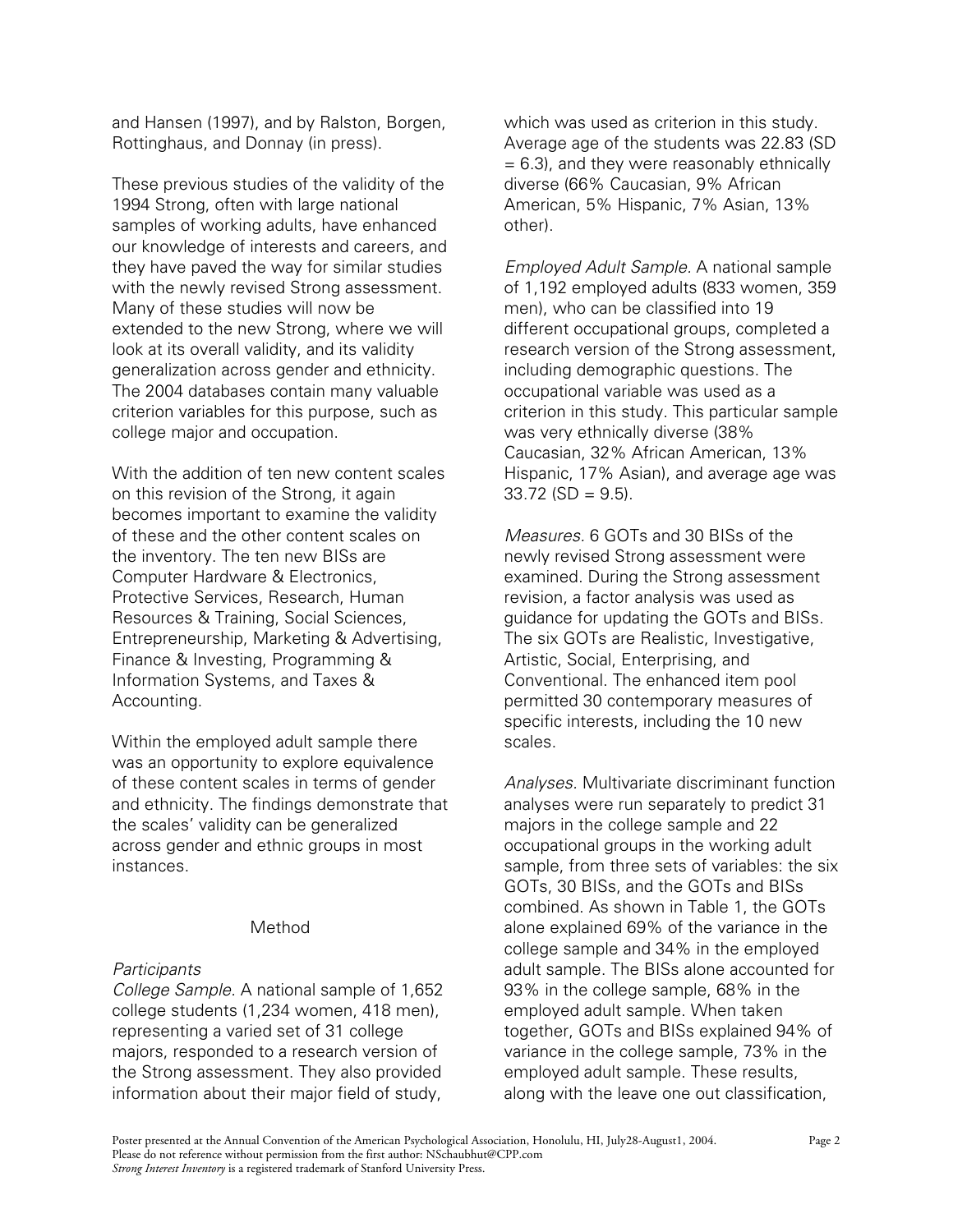and Hansen (1997), and by Ralston, Borgen, Rottinghaus, and Donnay (in press).

These previous studies of the validity of the 1994 Strong, often with large national samples of working adults, have enhanced our knowledge of interests and careers, and they have paved the way for similar studies with the newly revised Strong assessment. Many of these studies will now be extended to the new Strong, where we will look at its overall validity, and its validity generalization across gender and ethnicity. The 2004 databases contain many valuable criterion variables for this purpose, such as college major and occupation.

With the addition of ten new content scales on this revision of the Strong, it again becomes important to examine the validity of these and the other content scales on the inventory. The ten new BISs are Computer Hardware & Electronics, Protective Services, Research, Human Resources & Training, Social Sciences, Entrepreneurship, Marketing & Advertising, Finance & Investing, Programming & Information Systems, and Taxes & Accounting.

Within the employed adult sample there was an opportunity to explore equivalence of these content scales in terms of gender and ethnicity. The findings demonstrate that the scales' validity can be generalized across gender and ethnic groups in most instances.

## Method

### *Participants*

*College Sample*. A national sample of 1,652 college students (1,234 women, 418 men), representing a varied set of 31 college majors, responded to a research version of the Strong assessment. They also provided information about their major field of study, which was used as criterion in this study. Average age of the students was 22.83 (SD = 6.3), and they were reasonably ethnically diverse (66% Caucasian, 9% African American, 5% Hispanic, 7% Asian, 13% other).

*Employed Adult Sample.* A national sample of 1,192 employed adults (833 women, 359 men), who can be classified into 19 different occupational groups, completed a research version of the Strong assessment, including demographic questions. The occupational variable was used as a criterion in this study. This particular sample was very ethnically diverse (38% Caucasian, 32% African American, 13% Hispanic, 17% Asian), and average age was 33.72 (SD = 9.5).

*Measures.* 6 GOTs and 30 BISs of the newly revised Strong assessment were examined. During the Strong assessment revision, a factor analysis was used as guidance for updating the GOTs and BISs. The six GOTs are Realistic, Investigative, Artistic, Social, Enterprising, and Conventional. The enhanced item pool permitted 30 contemporary measures of specific interests, including the 10 new scales.

*Analyses.* Multivariate discriminant function analyses were run separately to predict 31 majors in the college sample and 22 occupational groups in the working adult sample, from three sets of variables: the six GOTs, 30 BISs, and the GOTs and BISs combined. As shown in Table 1, the GOTs alone explained 69% of the variance in the college sample and 34% in the employed adult sample. The BISs alone accounted for 93% in the college sample, 68% in the employed adult sample. When taken together, GOTs and BISs explained 94% of variance in the college sample, 73% in the employed adult sample. These results, along with the leave one out classification,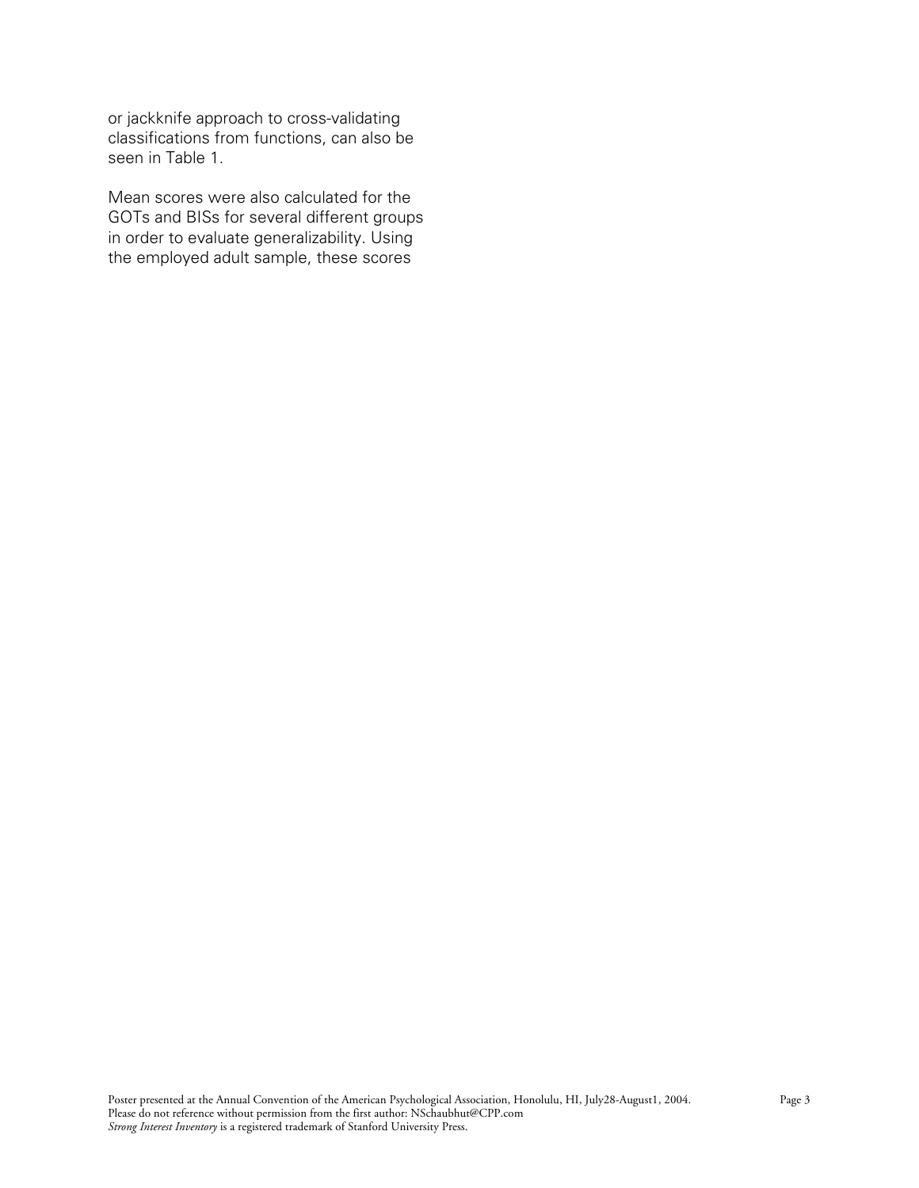or jackknife approach to cross-validating classifications from functions, can also be seen in Table 1.

Mean scores were also calculated for the GOTs and BISs for several different groups in order to evaluate generalizability. Using the employed adult sample, these scores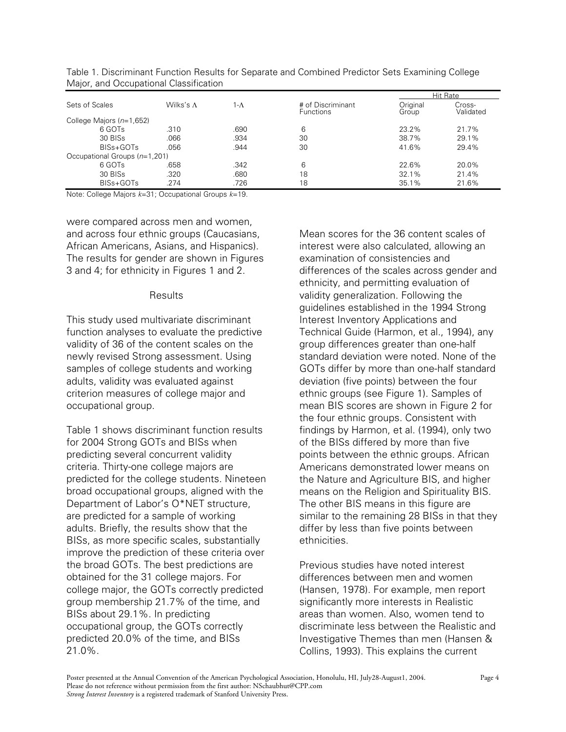Table 1. Discriminant Function Results for Separate and Combined Predictor Sets Examining College Major, and Occupational Classification

| Sets of Scales | Wilks's Λ | 1-Λ | # of Discriminant Functions | Hit Rate | |
|---|---|---|---|---|---|
| | | | | Original Group | Cross-Validated |
| College Majors (*n*=1,652) | | | | | |
| 6 GOTs | .310 | .690 | 6 | 23.2% | 21.7% |
| 30 BISs | .066 | .934 | 30 | 38.7% | 29.1% |
| BISs+GOTs | .056 | .944 | 30 | 41.6% | 29.4% |
| Occupational Groups (*n*=1,201) | | | | | |
| 6 GOTs | .658 | .342 | 6 | 22.6% | 20.0% |
| 30 BISs | .320 | .680 | 18 | 32.1% | 21.4% |
| BISs+GOTs | .274 | .726 | 18 | 35.1% | 21.6% |

Note: College Majors *k*=31; Occupational Groups *k*=19.

were compared across men and women, and across four ethnic groups (Caucasians, African Americans, Asians, and Hispanics). The results for gender are shown in Figures 3 and 4; for ethnicity in Figures 1 and 2.

## Results

This study used multivariate discriminant function analyses to evaluate the predictive validity of 36 of the content scales on the newly revised Strong assessment. Using samples of college students and working adults, validity was evaluated against criterion measures of college major and occupational group.

Table 1 shows discriminant function results for 2004 Strong GOTs and BISs when predicting several concurrent validity criteria. Thirty-one college majors are predicted for the college students. Nineteen broad occupational groups, aligned with the Department of Labor's O*NET structure, are predicted for a sample of working adults. Briefly, the results show that the BISs, as more specific scales, substantially improve the prediction of these criteria over the broad GOTs. The best predictions are obtained for the 31 college majors. For college major, the GOTs correctly predicted group membership 21.7% of the time, and BISs about 29.1%. In predicting occupational group, the GOTs correctly predicted 20.0% of the time, and BISs 21.0%.

Mean scores for the 36 content scales of interest were also calculated, allowing an examination of consistencies and differences of the scales across gender and ethnicity, and permitting evaluation of validity generalization. Following the guidelines established in the 1994 Strong Interest Inventory Applications and Technical Guide (Harmon, et al., 1994), any group differences greater than one-half standard deviation were noted. None of the GOTs differ by more than one-half standard deviation (five points) between the four ethnic groups (see Figure 1). Samples of mean BIS scores are shown in Figure 2 for the four ethnic groups. Consistent with findings by Harmon, et al. (1994), only two of the BISs differed by more than five points between the ethnic groups. African Americans demonstrated lower means on the Nature and Agriculture BIS, and higher means on the Religion and Spirituality BIS. The other BIS means in this figure are similar to the remaining 28 BISs in that they differ by less than five points between ethnicities.

Previous studies have noted interest differences between men and women (Hansen, 1978). For example, men report significantly more interests in Realistic areas than women. Also, women tend to discriminate less between the Realistic and Investigative Themes than men (Hansen & Collins, 1993). This explains the current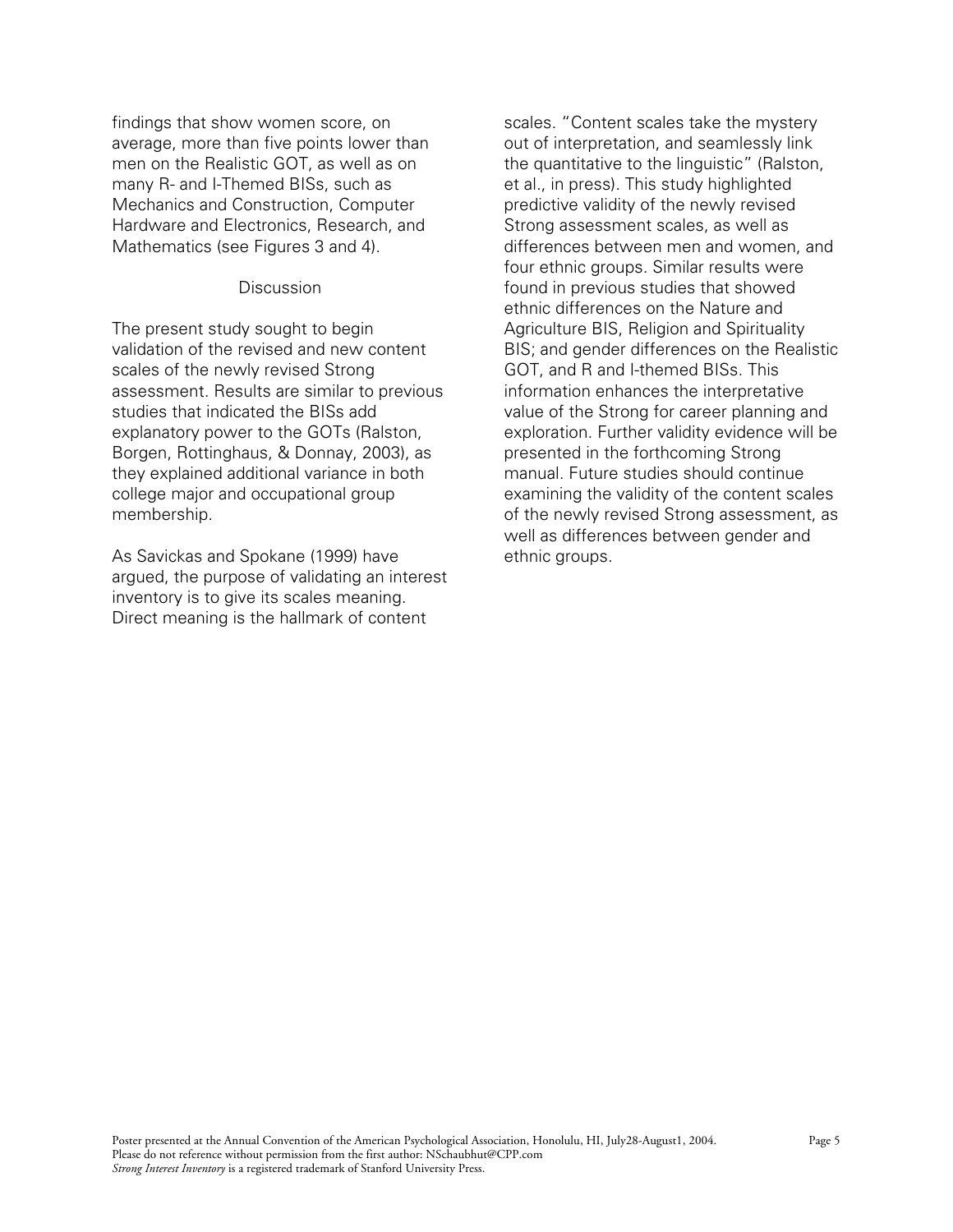findings that show women score, on average, more than five points lower than men on the Realistic GOT, as well as on many R- and I-Themed BISs, such as Mechanics and Construction, Computer Hardware and Electronics, Research, and Mathematics (see Figures 3 and 4).

## Discussion

The present study sought to begin validation of the revised and new content scales of the newly revised Strong assessment. Results are similar to previous studies that indicated the BISs add explanatory power to the GOTs (Ralston, Borgen, Rottinghaus, & Donnay, 2003), as they explained additional variance in both college major and occupational group membership.

As Savickas and Spokane (1999) have argued, the purpose of validating an interest inventory is to give its scales meaning. Direct meaning is the hallmark of content scales. "Content scales take the mystery out of interpretation, and seamlessly link the quantitative to the linguistic" (Ralston, et al., in press). This study highlighted predictive validity of the newly revised Strong assessment scales, as well as differences between men and women, and four ethnic groups. Similar results were found in previous studies that showed ethnic differences on the Nature and Agriculture BIS, Religion and Spirituality BIS; and gender differences on the Realistic GOT, and R and I-themed BISs. This information enhances the interpretative value of the Strong for career planning and exploration. Further validity evidence will be presented in the forthcoming Strong manual. Future studies should continue examining the validity of the content scales of the newly revised Strong assessment, as well as differences between gender and ethnic groups.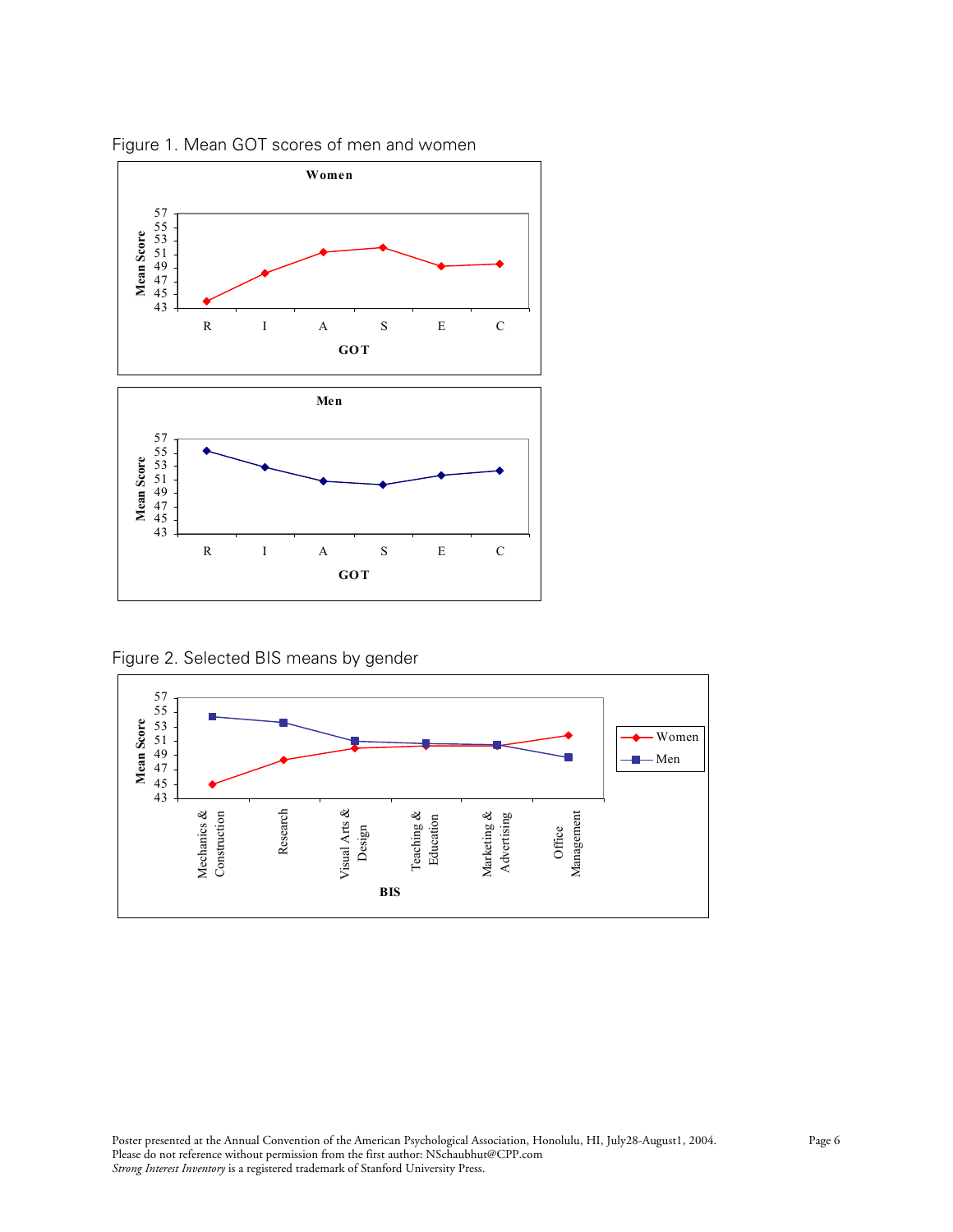Figure 1. Mean GOT scores of men and women

Figure 2. Selected BIS means by gender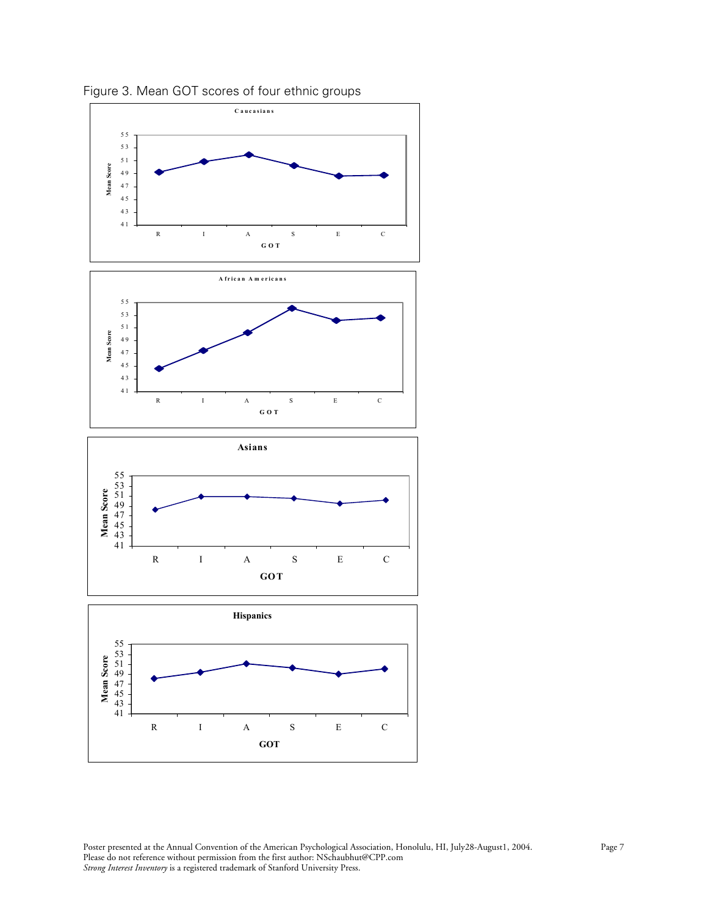Figure 3. Mean GOT scores of four ethnic groups

**Caucasians**

Mean Score (41–55) by GOT: R, I, A, S, E, C

**African Americans**

Mean Score (41–55) by GOT: R, I, A, S, E, C

**Asians**

Mean Score (41–55) by GOT: R, I, A, S, E, C

**Hispanics**

Mean Score (41–55) by GOT: R, I, A, S, E, C

Poster presented at the Annual Convention of the American Psychological Association, Honolulu, HI, July28-August1, 2004.
Please do not reference without permission from the first author: NSchaubhut@CPP.com
*Strong Interest Inventory* is a registered trademark of Stanford University Press.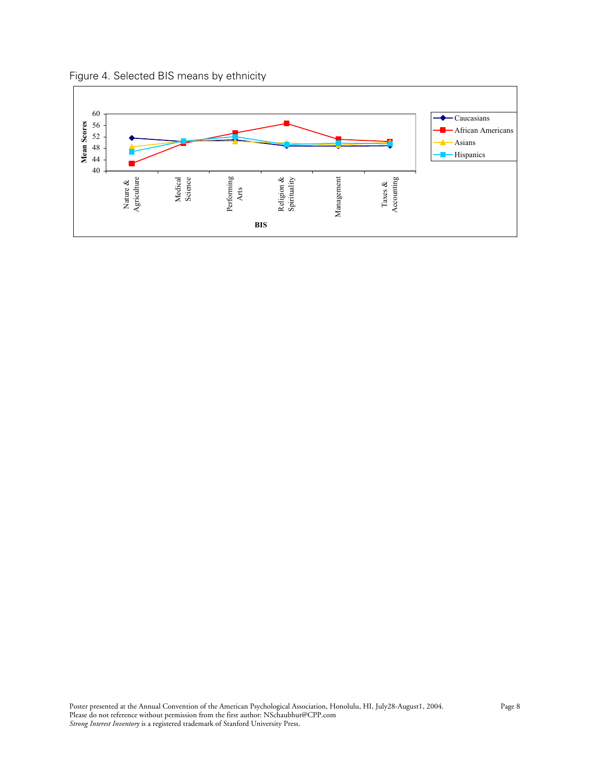Figure 4. Selected BIS means by ethnicity

Mean Scores

60
56
52
48
44
40

Nature & Agriculture | Medical Science | Performing Arts | Religion & Spirituality | Management | Taxes & Accounting

BIS

Caucasians
African Americans
Asians
Hispanics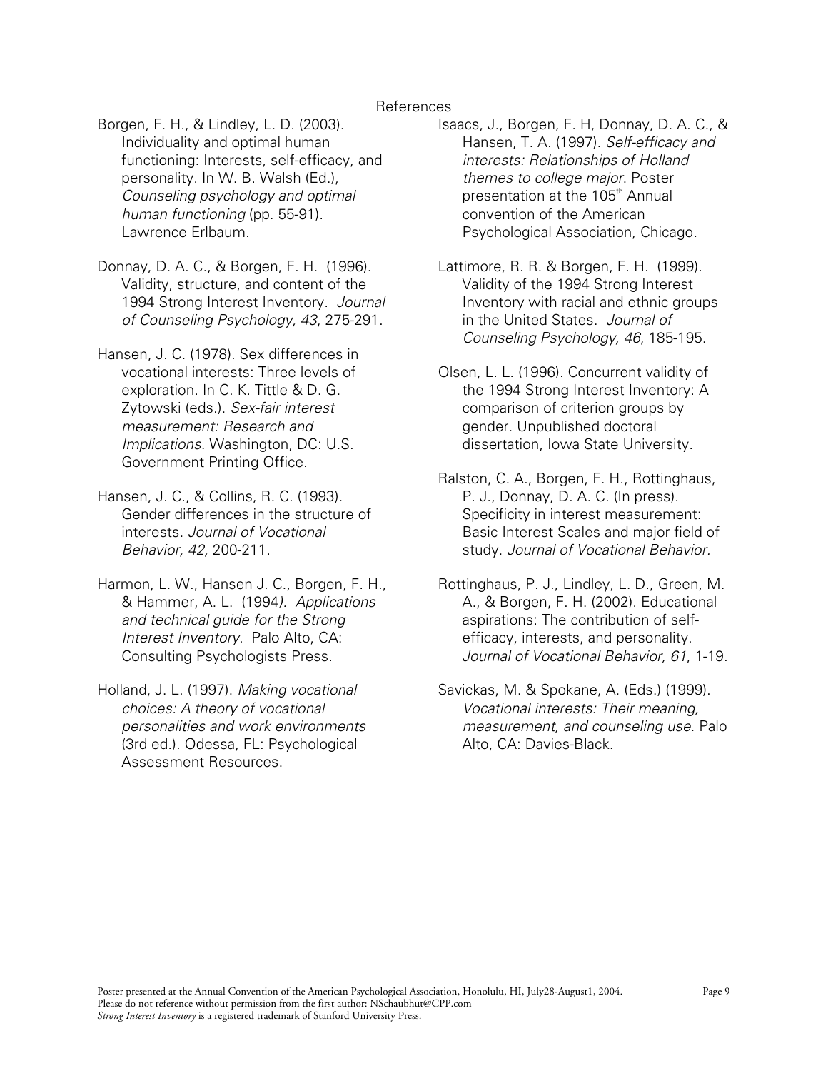## References

Borgen, F. H., & Lindley, L. D. (2003). Individuality and optimal human functioning: Interests, self-efficacy, and personality. In W. B. Walsh (Ed.), *Counseling psychology and optimal human functioning* (pp. 55-91). Lawrence Erlbaum.

Donnay, D. A. C., & Borgen, F. H. (1996). Validity, structure, and content of the 1994 Strong Interest Inventory. *Journal of Counseling Psychology, 43*, 275-291.

Hansen, J. C. (1978). Sex differences in vocational interests: Three levels of exploration. In C. K. Tittle & D. G. Zytowski (eds.). *Sex-fair interest measurement: Research and Implications*. Washington, DC: U.S. Government Printing Office.

Hansen, J. C., & Collins, R. C. (1993). Gender differences in the structure of interests. *Journal of Vocational Behavior, 42,* 200-211.

Harmon, L. W., Hansen J. C., Borgen, F. H., & Hammer, A. L. (1994*). Applications and technical guide for the Strong Interest Inventory*. Palo Alto, CA: Consulting Psychologists Press.

Holland, J. L. (1997). *Making vocational choices: A theory of vocational personalities and work environments* (3rd ed.). Odessa, FL: Psychological Assessment Resources.

Isaacs, J., Borgen, F. H, Donnay, D. A. C., & Hansen, T. A. (1997). *Self-efficacy and interests: Relationships of Holland themes to college major*. Poster presentation at the 105th Annual convention of the American Psychological Association, Chicago.

Lattimore, R. R. & Borgen, F. H. (1999). Validity of the 1994 Strong Interest Inventory with racial and ethnic groups in the United States. *Journal of Counseling Psychology, 46*, 185-195.

Olsen, L. L. (1996). Concurrent validity of the 1994 Strong Interest Inventory: A comparison of criterion groups by gender. Unpublished doctoral dissertation, Iowa State University.

Ralston, C. A., Borgen, F. H., Rottinghaus, P. J., Donnay, D. A. C. (In press). Specificity in interest measurement: Basic Interest Scales and major field of study. *Journal of Vocational Behavior.*

Rottinghaus, P. J., Lindley, L. D., Green, M. A., & Borgen, F. H. (2002). Educational aspirations: The contribution of self-efficacy, interests, and personality. *Journal of Vocational Behavior, 61*, 1-19.

Savickas, M. & Spokane, A. (Eds.) (1999). *Vocational interests: Their meaning, measurement, and counseling use*. Palo Alto, CA: Davies-Black.

Poster presented at the Annual Convention of the American Psychological Association, Honolulu, HI, July28-August1, 2004.
Please do not reference without permission from the first author: NSchaubhut@CPP.com
*Strong Interest Inventory* is a registered trademark of Stanford University Press.